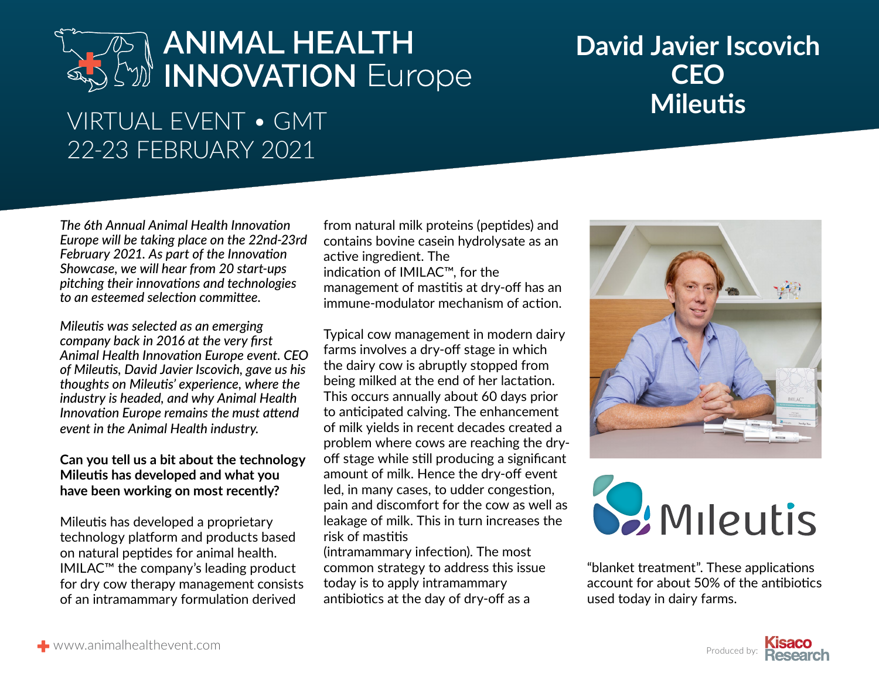# ANIMAL HEALTH INNOVATION Europe

VIRTUAL EVENT • GMT
22-23 FEBRUARY 2021

## David Javier Iscovich
## CEO
## Mileutis

*The 6th Annual Animal Health Innovation Europe will be taking place on the 22nd-23rd February 2021. As part of the Innovation Showcase, we will hear from 20 start-ups pitching their innovations and technologies to an esteemed selection committee.*

*Mileutis was selected as an emerging company back in 2016 at the very first Animal Health Innovation Europe event. CEO of Mileutis, David Javier Iscovich, gave us his thoughts on Mileutis' experience, where the industry is headed, and why Animal Health Innovation Europe remains the must attend event in the Animal Health industry.*

**Can you tell us a bit about the technology Mileutis has developed and what you have been working on most recently?**

Mileutis has developed a proprietary technology platform and products based on natural peptides for animal health. IMILAC™ the company's leading product for dry cow therapy management consists of an intramammary formulation derived from natural milk proteins (peptides) and contains bovine casein hydrolysate as an active ingredient. The indication of IMILAC™, for the management of mastitis at dry-off has an immune-modulator mechanism of action.

Typical cow management in modern dairy farms involves a dry-off stage in which the dairy cow is abruptly stopped from being milked at the end of her lactation. This occurs annually about 60 days prior to anticipated calving. The enhancement of milk yields in recent decades created a problem where cows are reaching the dry-off stage while still producing a significant amount of milk. Hence the dry-off event led, in many cases, to udder congestion, pain and discomfort for the cow as well as leakage of milk. This in turn increases the risk of mastitis (intramammary infection). The most common strategy to address this issue today is to apply intramammary antibiotics at the day of dry-off as a "blanket treatment". These applications account for about 50% of the antibiotics used today in dairy farms.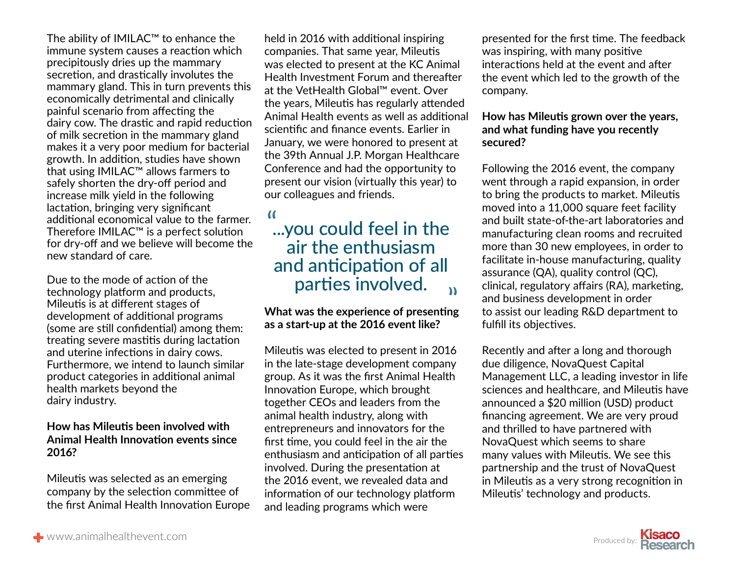The ability of IMILAC™ to enhance the immune system causes a reaction which precipitously dries up the mammary secretion, and drastically involutes the mammary gland. This in turn prevents this economically detrimental and clinically painful scenario from affecting the dairy cow. The drastic and rapid reduction of milk secretion in the mammary gland makes it a very poor medium for bacterial growth. In addition, studies have shown that using IMILAC™ allows farmers to safely shorten the dry-off period and increase milk yield in the following lactation, bringing very significant additional economical value to the farmer. Therefore IMILAC™ is a perfect solution for dry-off and we believe will become the new standard of care.

Due to the mode of action of the technology platform and products, Mileutis is at different stages of development of additional programs (some are still confidential) among them: treating severe mastitis during lactation and uterine infections in dairy cows. Furthermore, we intend to launch similar product categories in additional animal health markets beyond the dairy industry.

**How has Mileutis been involved with Animal Health Innovation events since 2016?**

Mileutis was selected as an emerging company by the selection committee of the first Animal Health Innovation Europe held in 2016 with additional inspiring companies. That same year, Mileutis was elected to present at the KC Animal Health Investment Forum and thereafter at the VetHealth Global™ event. Over the years, Mileutis has regularly attended Animal Health events as well as additional scientific and finance events. Earlier in January, we were honored to present at the 39th Annual J.P. Morgan Healthcare Conference and had the opportunity to present our vision (virtually this year) to our colleagues and friends.

> "...you could feel in the air the enthusiasm and anticipation of all parties involved."

**What was the experience of presenting as a start-up at the 2016 event like?**

Mileutis was elected to present in 2016 in the late-stage development company group. As it was the first Animal Health Innovation Europe, which brought together CEOs and leaders from the animal health industry, along with entrepreneurs and innovators for the first time, you could feel in the air the enthusiasm and anticipation of all parties involved. During the presentation at the 2016 event, we revealed data and information of our technology platform and leading programs which were presented for the first time. The feedback was inspiring, with many positive interactions held at the event and after the event which led to the growth of the company.

**How has Mileutis grown over the years, and what funding have you recently secured?**

Following the 2016 event, the company went through a rapid expansion, in order to bring the products to market. Mileutis moved into a 11,000 square feet facility and built state-of-the-art laboratories and manufacturing clean rooms and recruited more than 30 new employees, in order to facilitate in-house manufacturing, quality assurance (QA), quality control (QC), clinical, regulatory affairs (RA), marketing, and business development in order to assist our leading R&D department to fulfill its objectives.

Recently and after a long and thorough due diligence, NovaQuest Capital Management LLC, a leading investor in life sciences and healthcare, and Mileutis have announced a $20 million (USD) product financing agreement. We are very proud and thrilled to have partnered with NovaQuest which seems to share many values with Mileutis. We see this partnership and the trust of NovaQuest in Mileutis as a very strong recognition in Mileutis' technology and products.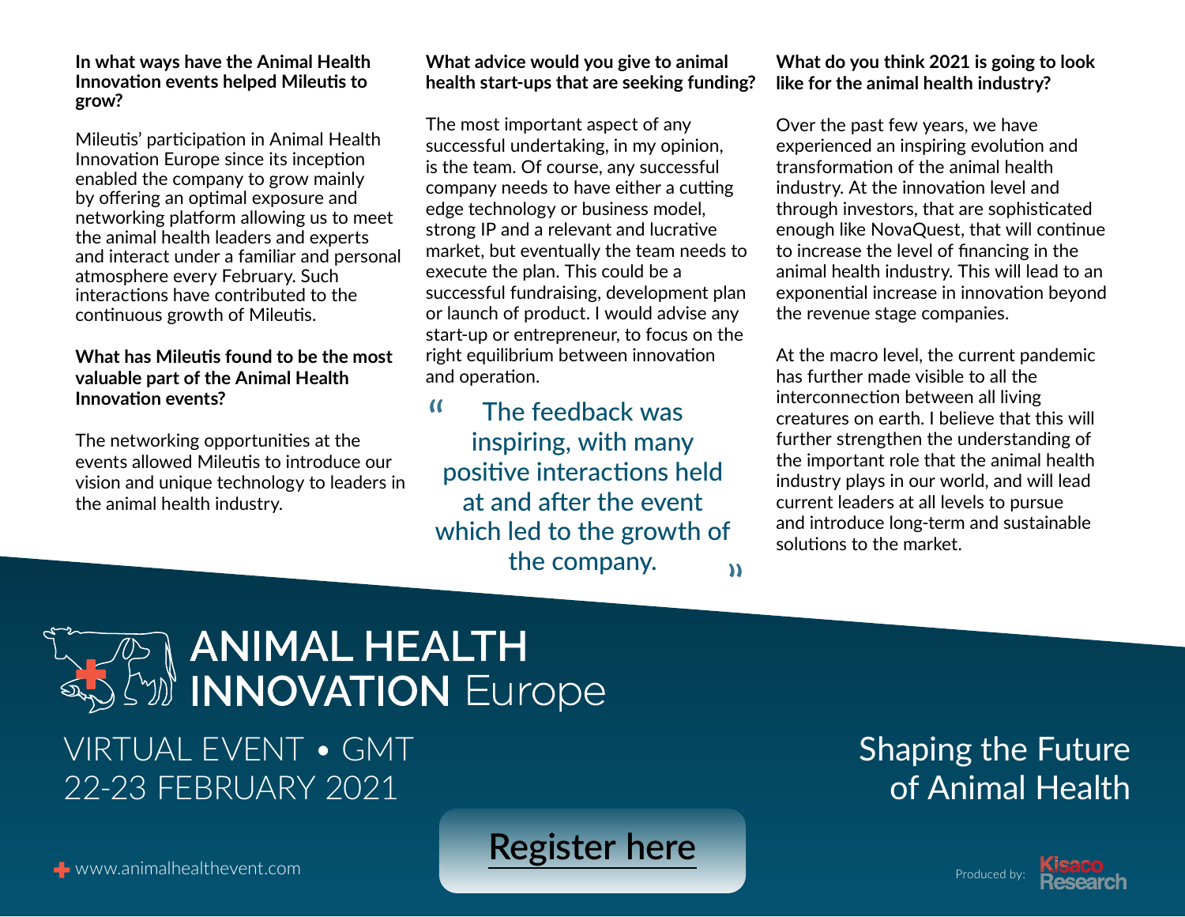**In what ways have the Animal Health Innovation events helped Mileutis to grow?**

Mileutis' participation in Animal Health Innovation Europe since its inception enabled the company to grow mainly by offering an optimal exposure and networking platform allowing us to meet the animal health leaders and experts and interact under a familiar and personal atmosphere every February. Such interactions have contributed to the continuous growth of Mileutis.

**What has Mileutis found to be the most valuable part of the Animal Health Innovation events?**

The networking opportunities at the events allowed Mileutis to introduce our vision and unique technology to leaders in the animal health industry.

**What advice would you give to animal health start-ups that are seeking funding?**

The most important aspect of any successful undertaking, in my opinion, is the team. Of course, any successful company needs to have either a cutting edge technology or business model, strong IP and a relevant and lucrative market, but eventually the team needs to execute the plan. This could be a successful fundraising, development plan or launch of product. I would advise any start-up or entrepreneur, to focus on the right equilibrium between innovation and operation.

> "The feedback was inspiring, with many positive interactions held at and after the event which led to the growth of the company."

**What do you think 2021 is going to look like for the animal health industry?**

Over the past few years, we have experienced an inspiring evolution and transformation of the animal health industry. At the innovation level and through investors, that are sophisticated enough like NovaQuest, that will continue to increase the level of financing in the animal health industry. This will lead to an exponential increase in innovation beyond the revenue stage companies.

At the macro level, the current pandemic has further made visible to all the interconnection between all living creatures on earth. I believe that this will further strengthen the understanding of the important role that the animal health industry plays in our world, and will lead current leaders at all levels to pursue and introduce long-term and sustainable solutions to the market.

## ANIMAL HEALTH INNOVATION Europe

VIRTUAL EVENT • GMT
22-23 FEBRUARY 2021

Shaping the Future of Animal Health

Register here

www.animalhealthevent.com

Produced by: Kisaco Research